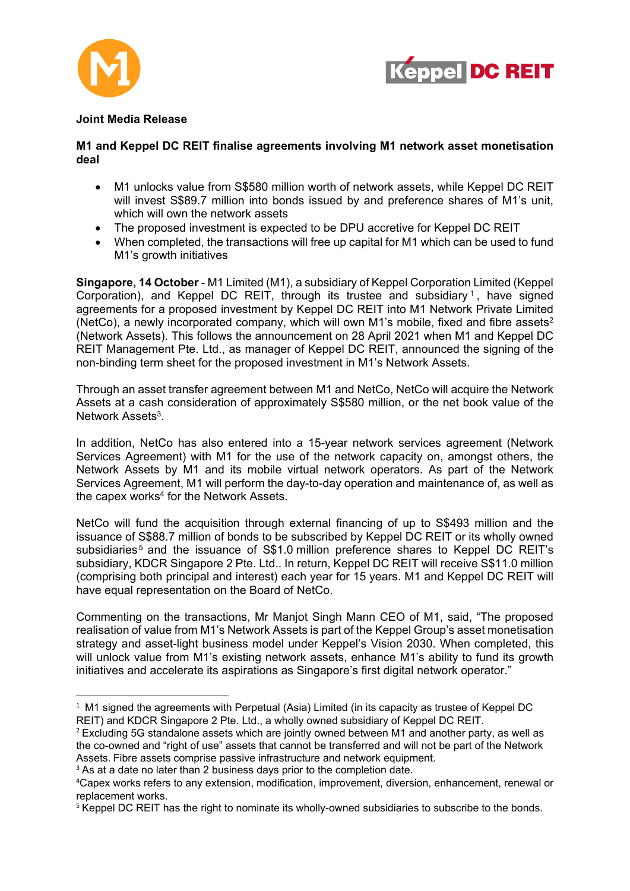**Joint Media Release**

**M1 and Keppel DC REIT finalise agreements involving M1 network asset monetisation deal**

- M1 unlocks value from S$580 million worth of network assets, while Keppel DC REIT will invest S$89.7 million into bonds issued by and preference shares of M1's unit, which will own the network assets
- The proposed investment is expected to be DPU accretive for Keppel DC REIT
- When completed, the transactions will free up capital for M1 which can be used to fund M1's growth initiatives

**Singapore, 14 October** - M1 Limited (M1), a subsidiary of Keppel Corporation Limited (Keppel Corporation), and Keppel DC REIT, through its trustee and subsidiary [1], have signed agreements for a proposed investment by Keppel DC REIT into M1 Network Private Limited (NetCo), a newly incorporated company, which will own M1's mobile, fixed and fibre assets[2] (Network Assets). This follows the announcement on 28 April 2021 when M1 and Keppel DC REIT Management Pte. Ltd., as manager of Keppel DC REIT, announced the signing of the non-binding term sheet for the proposed investment in M1's Network Assets.

Through an asset transfer agreement between M1 and NetCo, NetCo will acquire the Network Assets at a cash consideration of approximately S$580 million, or the net book value of the Network Assets[3].

In addition, NetCo has also entered into a 15-year network services agreement (Network Services Agreement) with M1 for the use of the network capacity on, amongst others, the Network Assets by M1 and its mobile virtual network operators. As part of the Network Services Agreement, M1 will perform the day-to-day operation and maintenance of, as well as the capex works[4] for the Network Assets.

NetCo will fund the acquisition through external financing of up to S$493 million and the issuance of S$88.7 million of bonds to be subscribed by Keppel DC REIT or its wholly owned subsidiaries[5] and the issuance of S$1.0 million preference shares to Keppel DC REIT's subsidiary, KDCR Singapore 2 Pte. Ltd.. In return, Keppel DC REIT will receive S$11.0 million (comprising both principal and interest) each year for 15 years. M1 and Keppel DC REIT will have equal representation on the Board of NetCo.

Commenting on the transactions, Mr Manjot Singh Mann CEO of M1, said, "The proposed realisation of value from M1's Network Assets is part of the Keppel Group's asset monetisation strategy and asset-light business model under Keppel's Vision 2030. When completed, this will unlock value from M1's existing network assets, enhance M1's ability to fund its growth initiatives and accelerate its aspirations as Singapore's first digital network operator."

---

[1] M1 signed the agreements with Perpetual (Asia) Limited (in its capacity as trustee of Keppel DC REIT) and KDCR Singapore 2 Pte. Ltd., a wholly owned subsidiary of Keppel DC REIT.

[2] Excluding 5G standalone assets which are jointly owned between M1 and another party, as well as the co-owned and "right of use" assets that cannot be transferred and will not be part of the Network Assets. Fibre assets comprise passive infrastructure and network equipment.

[3] As at a date no later than 2 business days prior to the completion date.

[4] Capex works refers to any extension, modification, improvement, diversion, enhancement, renewal or replacement works.

[5] Keppel DC REIT has the right to nominate its wholly-owned subsidiaries to subscribe to the bonds.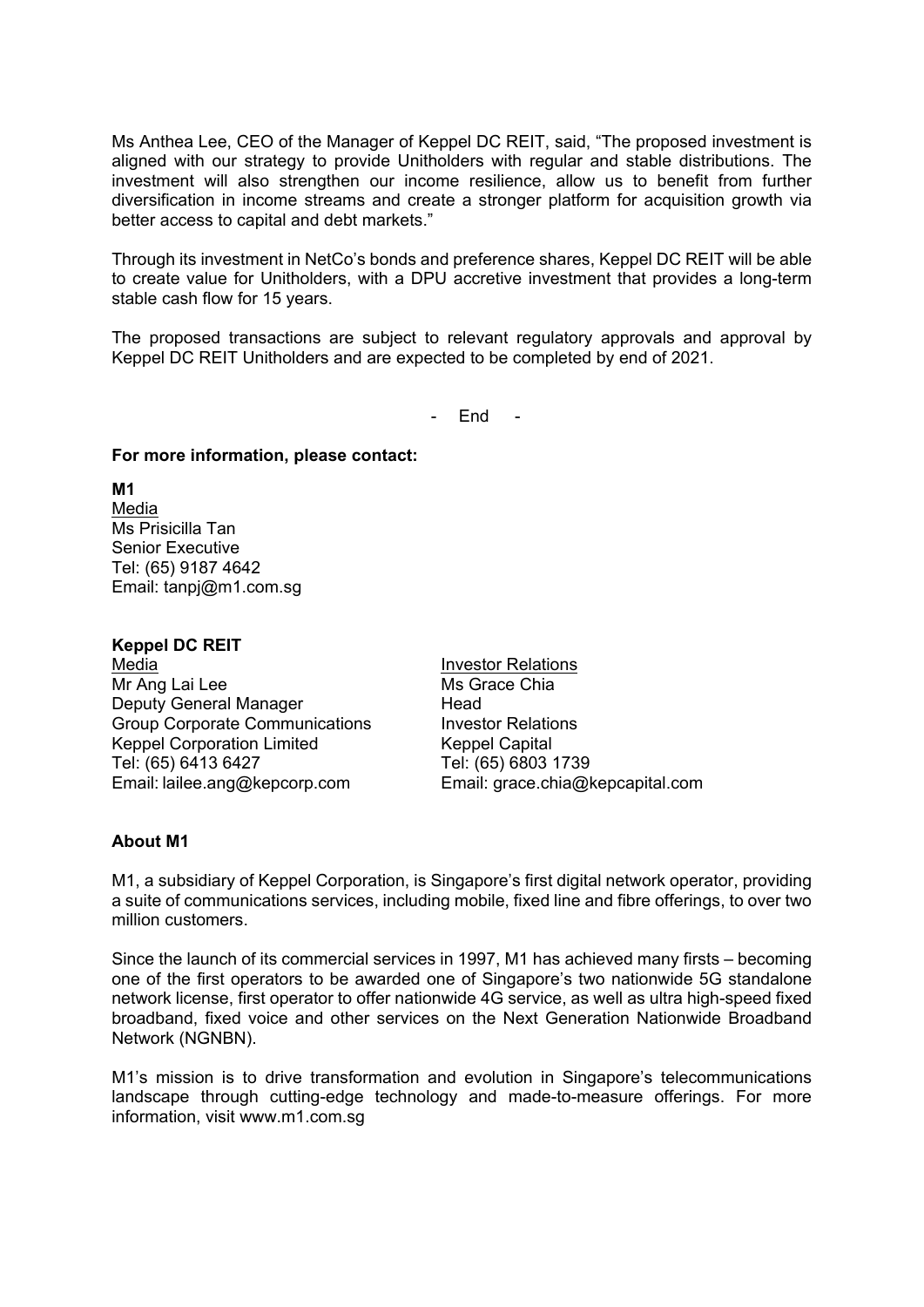Ms Anthea Lee, CEO of the Manager of Keppel DC REIT, said, "The proposed investment is aligned with our strategy to provide Unitholders with regular and stable distributions. The investment will also strengthen our income resilience, allow us to benefit from further diversification in income streams and create a stronger platform for acquisition growth via better access to capital and debt markets."

Through its investment in NetCo's bonds and preference shares, Keppel DC REIT will be able to create value for Unitholders, with a DPU accretive investment that provides a long-term stable cash flow for 15 years.

The proposed transactions are subject to relevant regulatory approvals and approval by Keppel DC REIT Unitholders and are expected to be completed by end of 2021.

\- End -

**For more information, please contact:**

**M1**

Media
Ms Prisicilla Tan
Senior Executive
Tel: (65) 9187 4642
Email: tanpj@m1.com.sg

**Keppel DC REIT**

Media
Mr Ang Lai Lee
Deputy General Manager
Group Corporate Communications
Keppel Corporation Limited
Tel: (65) 6413 6427
Email: lailee.ang@kepcorp.com

Investor Relations
Ms Grace Chia
Head
Investor Relations
Keppel Capital
Tel: (65) 6803 1739
Email: grace.chia@kepcapital.com

**About M1**

M1, a subsidiary of Keppel Corporation, is Singapore's first digital network operator, providing a suite of communications services, including mobile, fixed line and fibre offerings, to over two million customers.

Since the launch of its commercial services in 1997, M1 has achieved many firsts – becoming one of the first operators to be awarded one of Singapore's two nationwide 5G standalone network license, first operator to offer nationwide 4G service, as well as ultra high-speed fixed broadband, fixed voice and other services on the Next Generation Nationwide Broadband Network (NGNBN).

M1's mission is to drive transformation and evolution in Singapore's telecommunications landscape through cutting-edge technology and made-to-measure offerings. For more information, visit www.m1.com.sg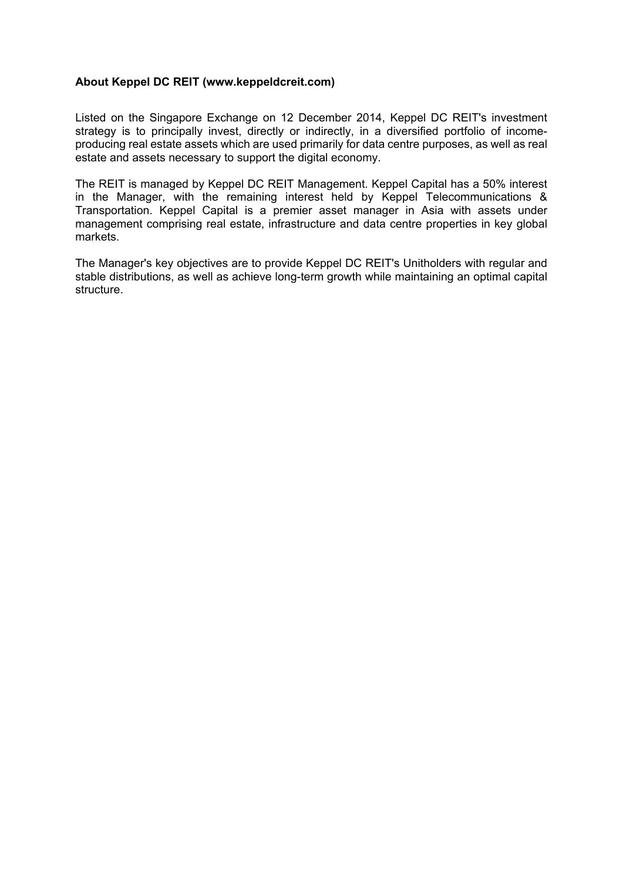**About Keppel DC REIT (www.keppeldcreit.com)**

Listed on the Singapore Exchange on 12 December 2014, Keppel DC REIT's investment strategy is to principally invest, directly or indirectly, in a diversified portfolio of income-producing real estate assets which are used primarily for data centre purposes, as well as real estate and assets necessary to support the digital economy.

The REIT is managed by Keppel DC REIT Management. Keppel Capital has a 50% interest in the Manager, with the remaining interest held by Keppel Telecommunications & Transportation. Keppel Capital is a premier asset manager in Asia with assets under management comprising real estate, infrastructure and data centre properties in key global markets.

The Manager's key objectives are to provide Keppel DC REIT's Unitholders with regular and stable distributions, as well as achieve long-term growth while maintaining an optimal capital structure.